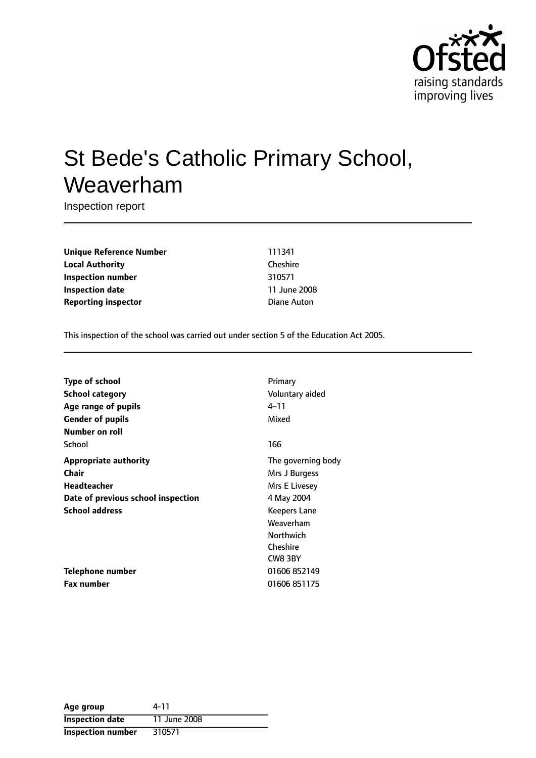Ofsted
raising standards
improving lives

# St Bede's Catholic Primary School, Weaverham

Inspection report

| | |
|---|---|
| **Unique Reference Number** | 111341 |
| **Local Authority** | Cheshire |
| **Inspection number** | 310571 |
| **Inspection date** | 11 June 2008 |
| **Reporting inspector** | Diane Auton |

This inspection of the school was carried out under section 5 of the Education Act 2005.

| | |
|---|---|
| **Type of school** | Primary |
| **School category** | Voluntary aided |
| **Age range of pupils** | 4–11 |
| **Gender of pupils** | Mixed |
| **Number on roll** | |
| School | 166 |
| **Appropriate authority** | The governing body |
| **Chair** | Mrs J Burgess |
| **Headteacher** | Mrs E Livesey |
| **Date of previous school inspection** | 4 May 2004 |
| **School address** | Keepers Lane<br>Weaverham<br>Northwich<br>Cheshire<br>CW8 3BY |
| **Telephone number** | 01606 852149 |
| **Fax number** | 01606 851175 |

| | |
|---|---|
| **Age group** | 4-11 |
| **Inspection date** | 11 June 2008 |
| **Inspection number** | 310571 |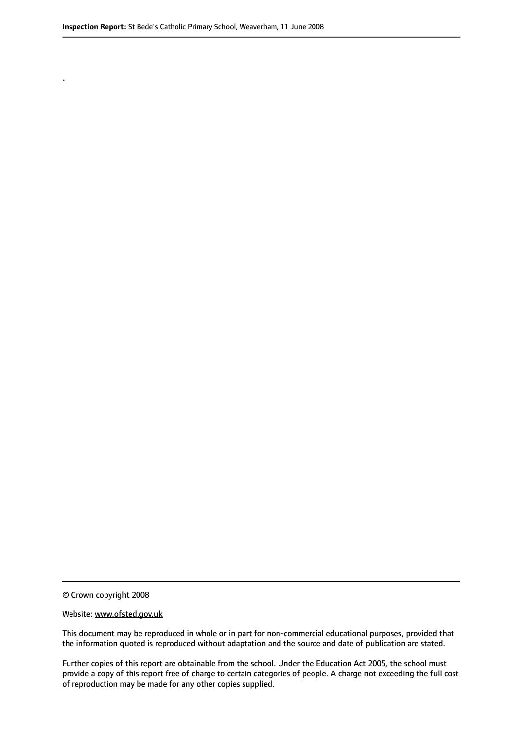.

© Crown copyright 2008

Website: www.ofsted.gov.uk

This document may be reproduced in whole or in part for non-commercial educational purposes, provided that the information quoted is reproduced without adaptation and the source and date of publication are stated.

Further copies of this report are obtainable from the school. Under the Education Act 2005, the school must provide a copy of this report free of charge to certain categories of people. A charge not exceeding the full cost of reproduction may be made for any other copies supplied.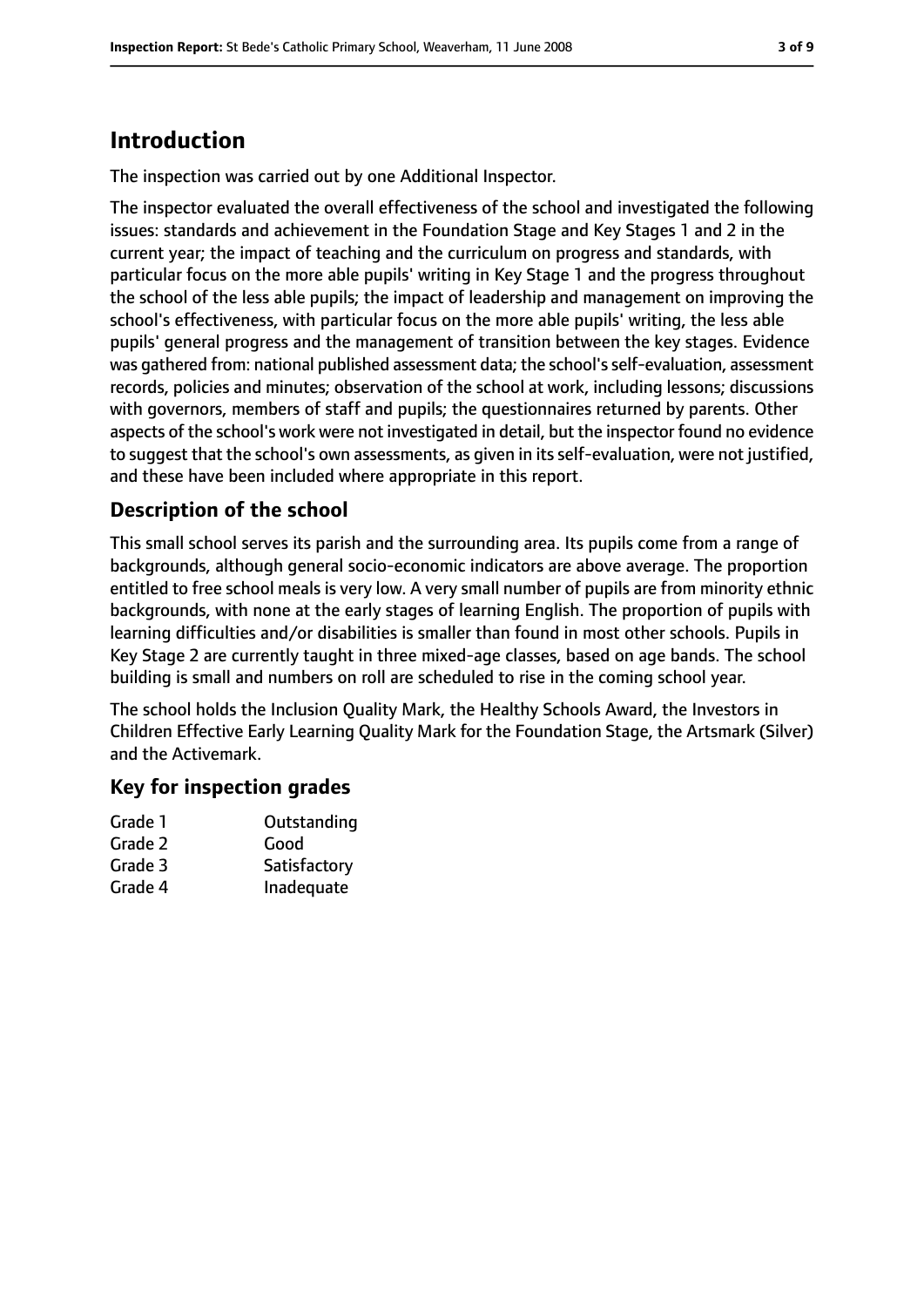# Introduction

The inspection was carried out by one Additional Inspector.

The inspector evaluated the overall effectiveness of the school and investigated the following issues: standards and achievement in the Foundation Stage and Key Stages 1 and 2 in the current year; the impact of teaching and the curriculum on progress and standards, with particular focus on the more able pupils' writing in Key Stage 1 and the progress throughout the school of the less able pupils; the impact of leadership and management on improving the school's effectiveness, with particular focus on the more able pupils' writing, the less able pupils' general progress and the management of transition between the key stages. Evidence was gathered from: national published assessment data; the school's self-evaluation, assessment records, policies and minutes; observation of the school at work, including lessons; discussions with governors, members of staff and pupils; the questionnaires returned by parents. Other aspects of the school's work were not investigated in detail, but the inspector found no evidence to suggest that the school's own assessments, as given in its self-evaluation, were not justified, and these have been included where appropriate in this report.

## Description of the school

This small school serves its parish and the surrounding area. Its pupils come from a range of backgrounds, although general socio-economic indicators are above average. The proportion entitled to free school meals is very low. A very small number of pupils are from minority ethnic backgrounds, with none at the early stages of learning English. The proportion of pupils with learning difficulties and/or disabilities is smaller than found in most other schools. Pupils in Key Stage 2 are currently taught in three mixed-age classes, based on age bands. The school building is small and numbers on roll are scheduled to rise in the coming school year.

The school holds the Inclusion Quality Mark, the Healthy Schools Award, the Investors in Children Effective Early Learning Quality Mark for the Foundation Stage, the Artsmark (Silver) and the Activemark.

## Key for inspection grades

| | |
|---|---|
| Grade 1 | Outstanding |
| Grade 2 | Good |
| Grade 3 | Satisfactory |
| Grade 4 | Inadequate |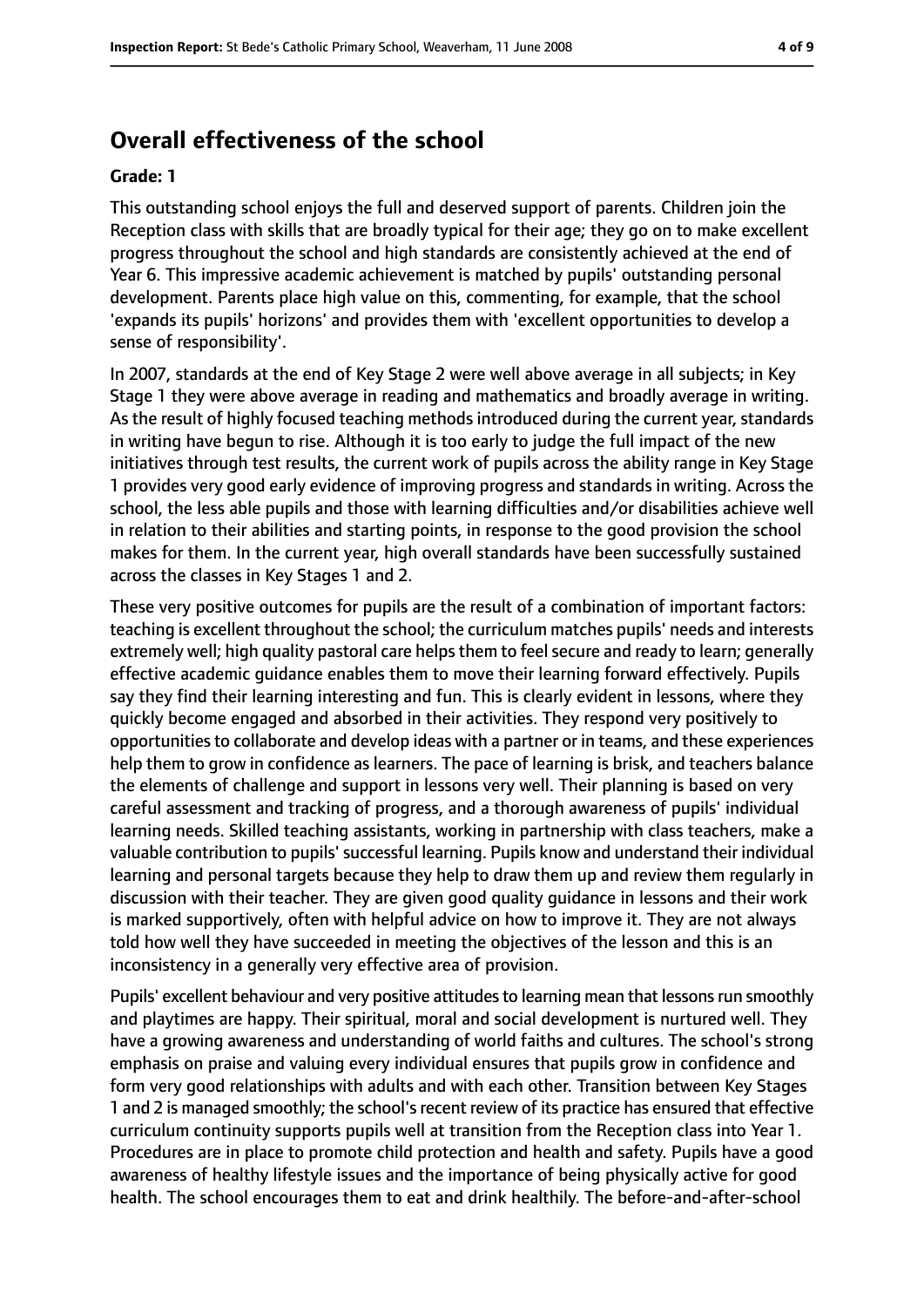## Overall effectiveness of the school

**Grade: 1**

This outstanding school enjoys the full and deserved support of parents. Children join the Reception class with skills that are broadly typical for their age; they go on to make excellent progress throughout the school and high standards are consistently achieved at the end of Year 6. This impressive academic achievement is matched by pupils' outstanding personal development. Parents place high value on this, commenting, for example, that the school 'expands its pupils' horizons' and provides them with 'excellent opportunities to develop a sense of responsibility'.

In 2007, standards at the end of Key Stage 2 were well above average in all subjects; in Key Stage 1 they were above average in reading and mathematics and broadly average in writing. As the result of highly focused teaching methods introduced during the current year, standards in writing have begun to rise. Although it is too early to judge the full impact of the new initiatives through test results, the current work of pupils across the ability range in Key Stage 1 provides very good early evidence of improving progress and standards in writing. Across the school, the less able pupils and those with learning difficulties and/or disabilities achieve well in relation to their abilities and starting points, in response to the good provision the school makes for them. In the current year, high overall standards have been successfully sustained across the classes in Key Stages 1 and 2.

These very positive outcomes for pupils are the result of a combination of important factors: teaching is excellent throughout the school; the curriculum matches pupils' needs and interests extremely well; high quality pastoral care helps them to feel secure and ready to learn; generally effective academic guidance enables them to move their learning forward effectively. Pupils say they find their learning interesting and fun. This is clearly evident in lessons, where they quickly become engaged and absorbed in their activities. They respond very positively to opportunities to collaborate and develop ideas with a partner or in teams, and these experiences help them to grow in confidence as learners. The pace of learning is brisk, and teachers balance the elements of challenge and support in lessons very well. Their planning is based on very careful assessment and tracking of progress, and a thorough awareness of pupils' individual learning needs. Skilled teaching assistants, working in partnership with class teachers, make a valuable contribution to pupils' successful learning. Pupils know and understand their individual learning and personal targets because they help to draw them up and review them regularly in discussion with their teacher. They are given good quality guidance in lessons and their work is marked supportively, often with helpful advice on how to improve it. They are not always told how well they have succeeded in meeting the objectives of the lesson and this is an inconsistency in a generally very effective area of provision.

Pupils' excellent behaviour and very positive attitudes to learning mean that lessons run smoothly and playtimes are happy. Their spiritual, moral and social development is nurtured well. They have a growing awareness and understanding of world faiths and cultures. The school's strong emphasis on praise and valuing every individual ensures that pupils grow in confidence and form very good relationships with adults and with each other. Transition between Key Stages 1 and 2 is managed smoothly; the school's recent review of its practice has ensured that effective curriculum continuity supports pupils well at transition from the Reception class into Year 1. Procedures are in place to promote child protection and health and safety. Pupils have a good awareness of healthy lifestyle issues and the importance of being physically active for good health. The school encourages them to eat and drink healthily. The before-and-after-school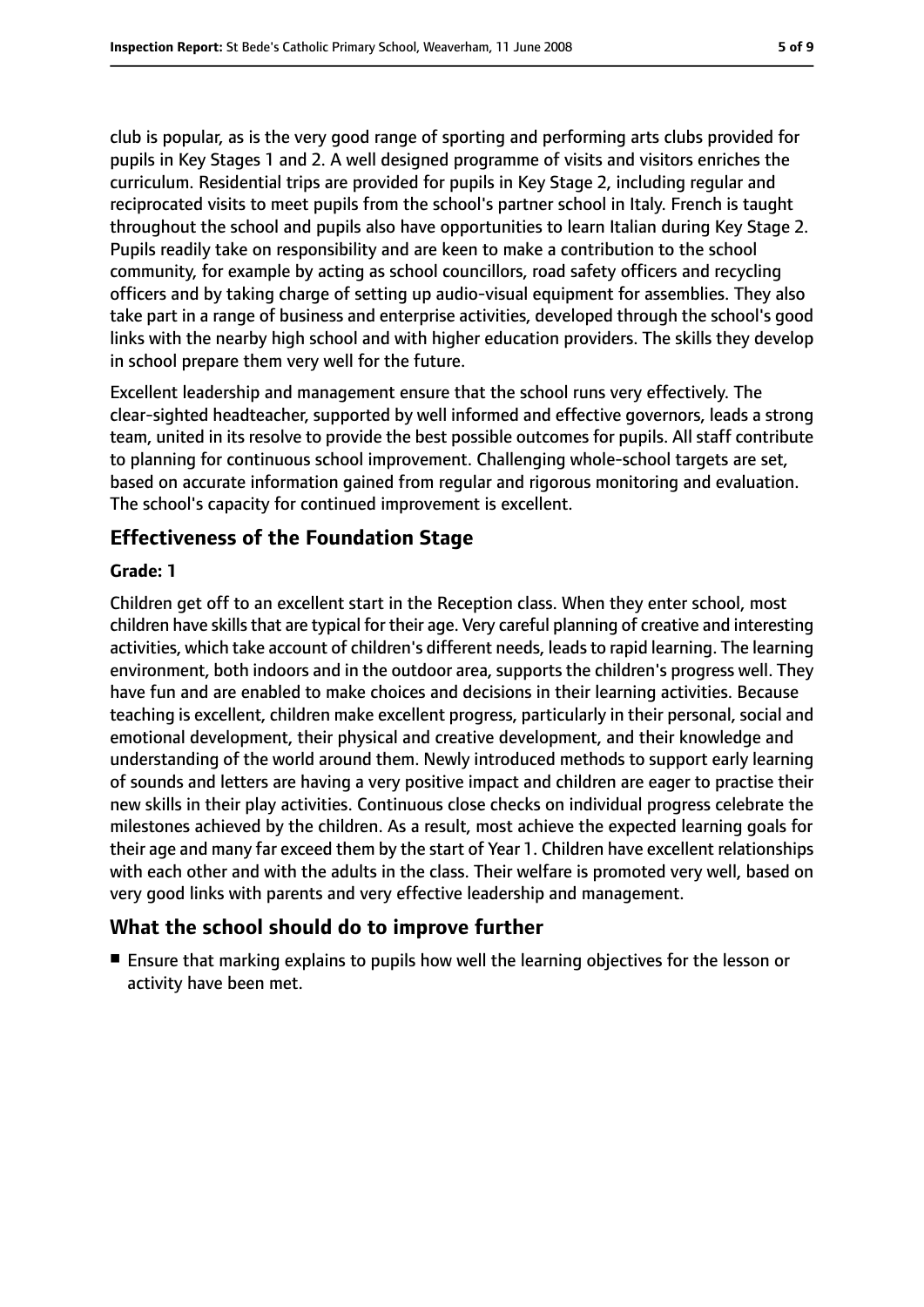club is popular, as is the very good range of sporting and performing arts clubs provided for pupils in Key Stages 1 and 2. A well designed programme of visits and visitors enriches the curriculum. Residential trips are provided for pupils in Key Stage 2, including regular and reciprocated visits to meet pupils from the school's partner school in Italy. French is taught throughout the school and pupils also have opportunities to learn Italian during Key Stage 2. Pupils readily take on responsibility and are keen to make a contribution to the school community, for example by acting as school councillors, road safety officers and recycling officers and by taking charge of setting up audio-visual equipment for assemblies. They also take part in a range of business and enterprise activities, developed through the school's good links with the nearby high school and with higher education providers. The skills they develop in school prepare them very well for the future.

Excellent leadership and management ensure that the school runs very effectively. The clear-sighted headteacher, supported by well informed and effective governors, leads a strong team, united in its resolve to provide the best possible outcomes for pupils. All staff contribute to planning for continuous school improvement. Challenging whole-school targets are set, based on accurate information gained from regular and rigorous monitoring and evaluation. The school's capacity for continued improvement is excellent.

## Effectiveness of the Foundation Stage

**Grade: 1**

Children get off to an excellent start in the Reception class. When they enter school, most children have skills that are typical for their age. Very careful planning of creative and interesting activities, which take account of children's different needs, leads to rapid learning. The learning environment, both indoors and in the outdoor area, supports the children's progress well. They have fun and are enabled to make choices and decisions in their learning activities. Because teaching is excellent, children make excellent progress, particularly in their personal, social and emotional development, their physical and creative development, and their knowledge and understanding of the world around them. Newly introduced methods to support early learning of sounds and letters are having a very positive impact and children are eager to practise their new skills in their play activities. Continuous close checks on individual progress celebrate the milestones achieved by the children. As a result, most achieve the expected learning goals for their age and many far exceed them by the start of Year 1. Children have excellent relationships with each other and with the adults in the class. Their welfare is promoted very well, based on very good links with parents and very effective leadership and management.

## What the school should do to improve further

- Ensure that marking explains to pupils how well the learning objectives for the lesson or activity have been met.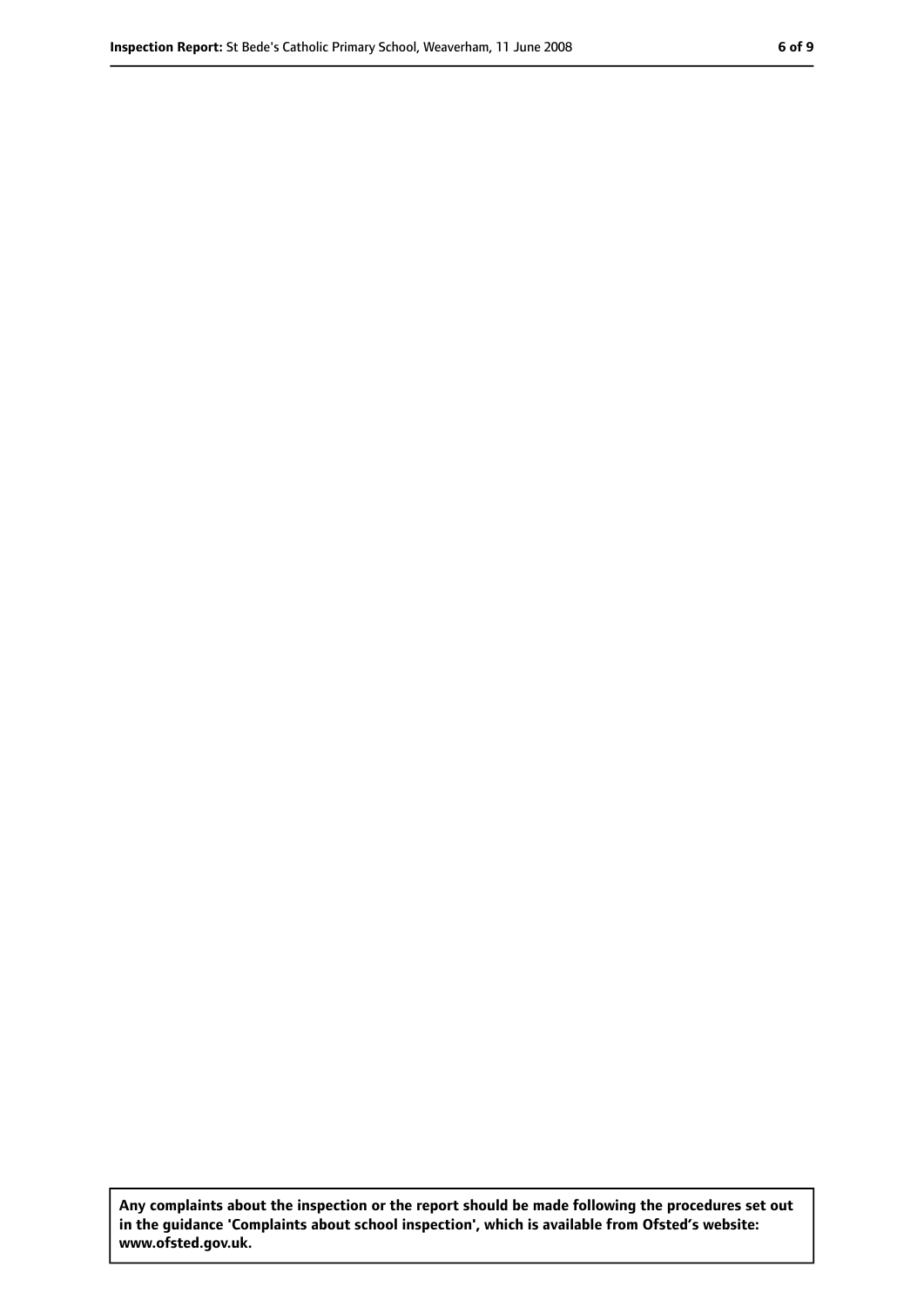**Any complaints about the inspection or the report should be made following the procedures set out in the guidance 'Complaints about school inspection', which is available from Ofsted's website: www.ofsted.gov.uk.**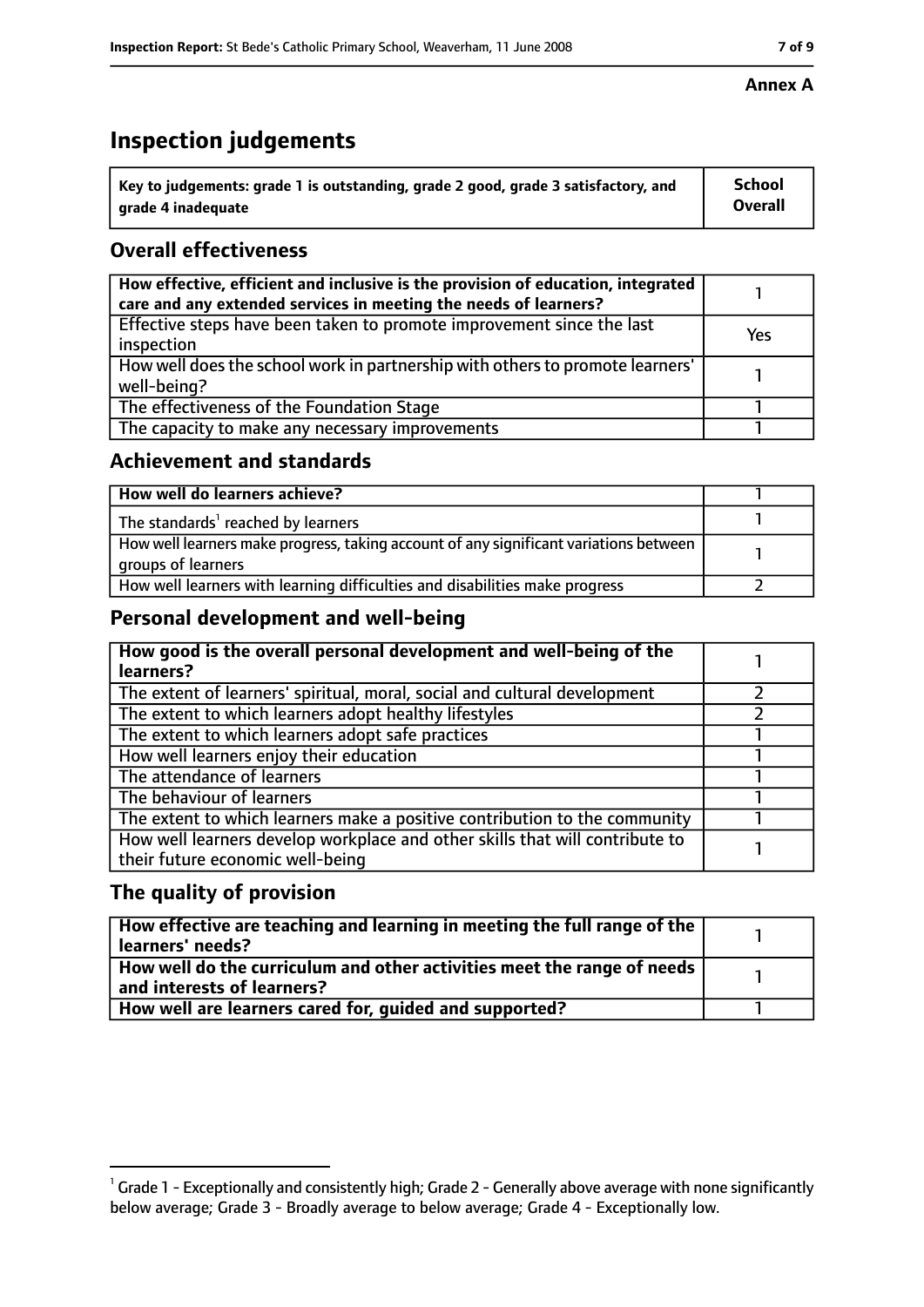**Annex A**

# Inspection judgements

| Key to judgements: grade 1 is outstanding, grade 2 good, grade 3 satisfactory, and grade 4 inadequate | School Overall |
|---|---|

## Overall effectiveness

| | |
|---|---|
| How effective, efficient and inclusive is the provision of education, integrated care and any extended services in meeting the needs of learners? | 1 |
| Effective steps have been taken to promote improvement since the last inspection | Yes |
| How well does the school work in partnership with others to promote learners' well-being? | 1 |
| The effectiveness of the Foundation Stage | 1 |
| The capacity to make any necessary improvements | 1 |

## Achievement and standards

| | |
|---|---|
| **How well do learners achieve?** | 1 |
| The standards[1] reached by learners | 1 |
| How well learners make progress, taking account of any significant variations between groups of learners | 1 |
| How well learners with learning difficulties and disabilities make progress | 2 |

## Personal development and well-being

| | |
|---|---|
| **How good is the overall personal development and well-being of the learners?** | 1 |
| The extent of learners' spiritual, moral, social and cultural development | 2 |
| The extent to which learners adopt healthy lifestyles | 2 |
| The extent to which learners adopt safe practices | 1 |
| How well learners enjoy their education | 1 |
| The attendance of learners | 1 |
| The behaviour of learners | 1 |
| The extent to which learners make a positive contribution to the community | 1 |
| How well learners develop workplace and other skills that will contribute to their future economic well-being | 1 |

## The quality of provision

| | |
|---|---|
| **How effective are teaching and learning in meeting the full range of the learners' needs?** | 1 |
| **How well do the curriculum and other activities meet the range of needs and interests of learners?** | 1 |
| **How well are learners cared for, guided and supported?** | 1 |

[1] Grade 1 - Exceptionally and consistently high; Grade 2 - Generally above average with none significantly below average; Grade 3 - Broadly average to below average; Grade 4 - Exceptionally low.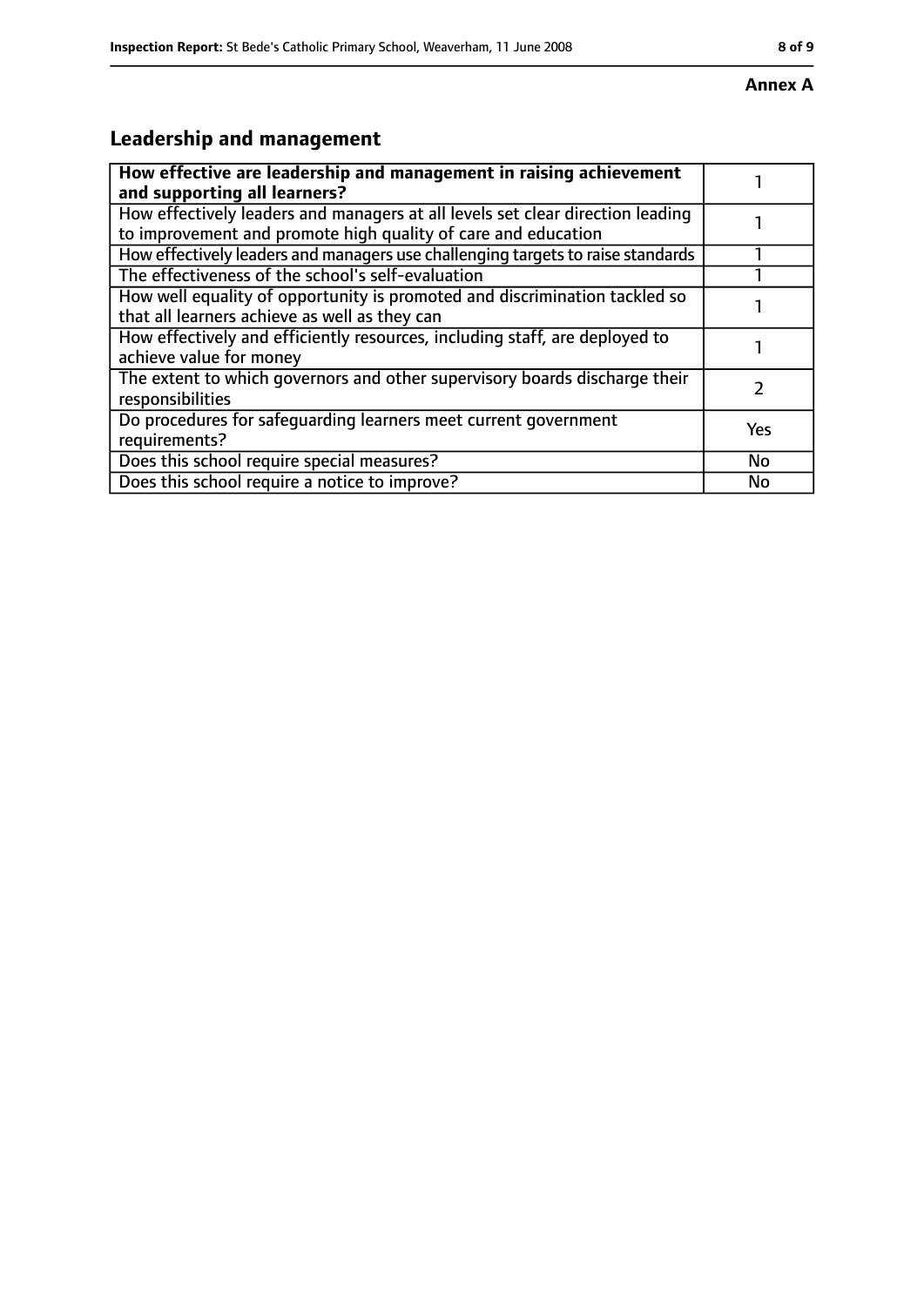**Annex A**

## Leadership and management

| | |
|---|---|
| **How effective are leadership and management in raising achievement and supporting all learners?** | 1 |
| How effectively leaders and managers at all levels set clear direction leading to improvement and promote high quality of care and education | 1 |
| How effectively leaders and managers use challenging targets to raise standards | 1 |
| The effectiveness of the school's self-evaluation | 1 |
| How well equality of opportunity is promoted and discrimination tackled so that all learners achieve as well as they can | 1 |
| How effectively and efficiently resources, including staff, are deployed to achieve value for money | 1 |
| The extent to which governors and other supervisory boards discharge their responsibilities | 2 |
| Do procedures for safeguarding learners meet current government requirements? | Yes |
| Does this school require special measures? | No |
| Does this school require a notice to improve? | No |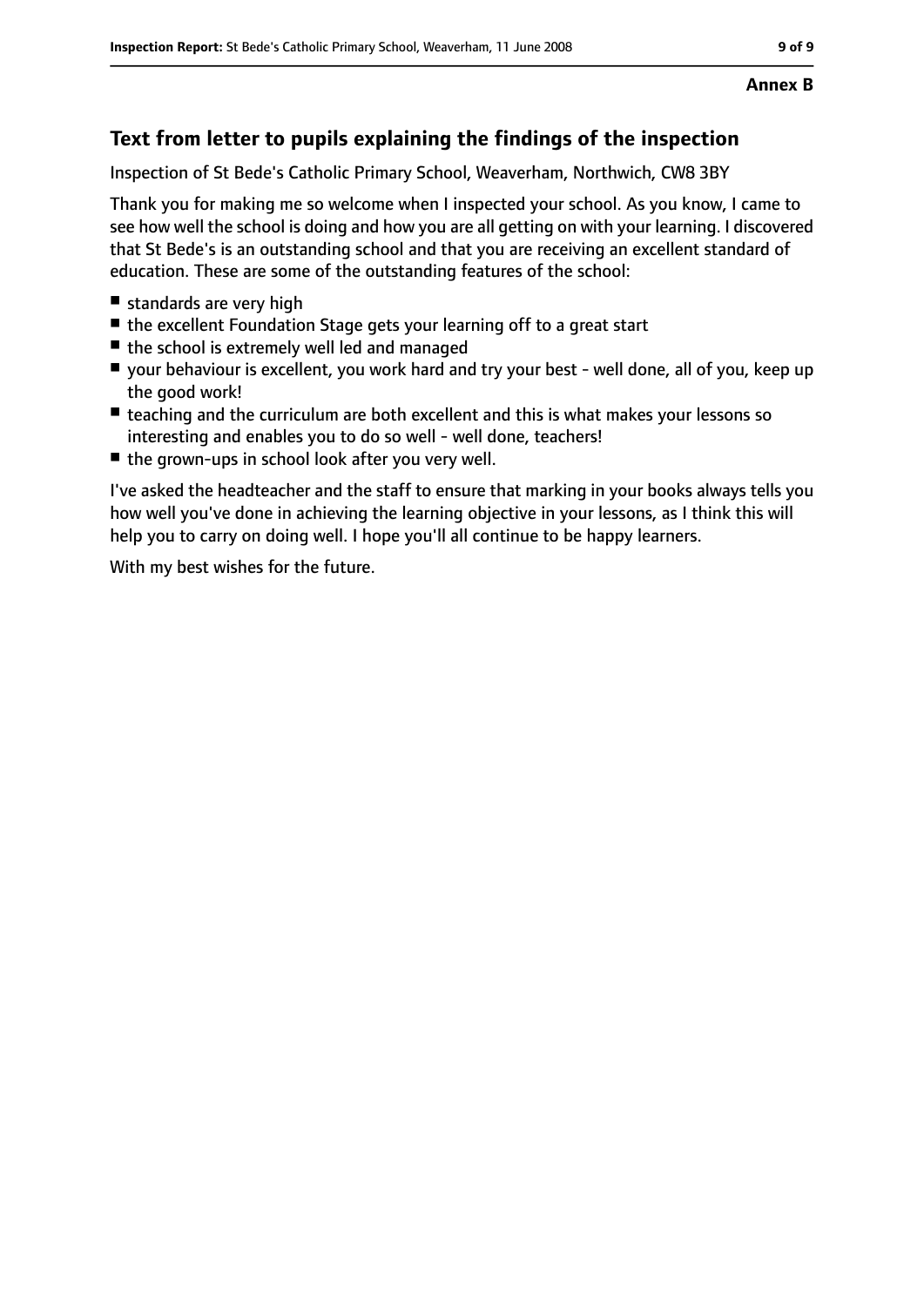**Annex B**

## Text from letter to pupils explaining the findings of the inspection

Inspection of St Bede's Catholic Primary School, Weaverham, Northwich, CW8 3BY

Thank you for making me so welcome when I inspected your school. As you know, I came to see how well the school is doing and how you are all getting on with your learning. I discovered that St Bede's is an outstanding school and that you are receiving an excellent standard of education. These are some of the outstanding features of the school:

- standards are very high
- the excellent Foundation Stage gets your learning off to a great start
- the school is extremely well led and managed
- your behaviour is excellent, you work hard and try your best - well done, all of you, keep up the good work!
- teaching and the curriculum are both excellent and this is what makes your lessons so interesting and enables you to do so well - well done, teachers!
- the grown-ups in school look after you very well.

I've asked the headteacher and the staff to ensure that marking in your books always tells you how well you've done in achieving the learning objective in your lessons, as I think this will help you to carry on doing well. I hope you'll all continue to be happy learners.

With my best wishes for the future.